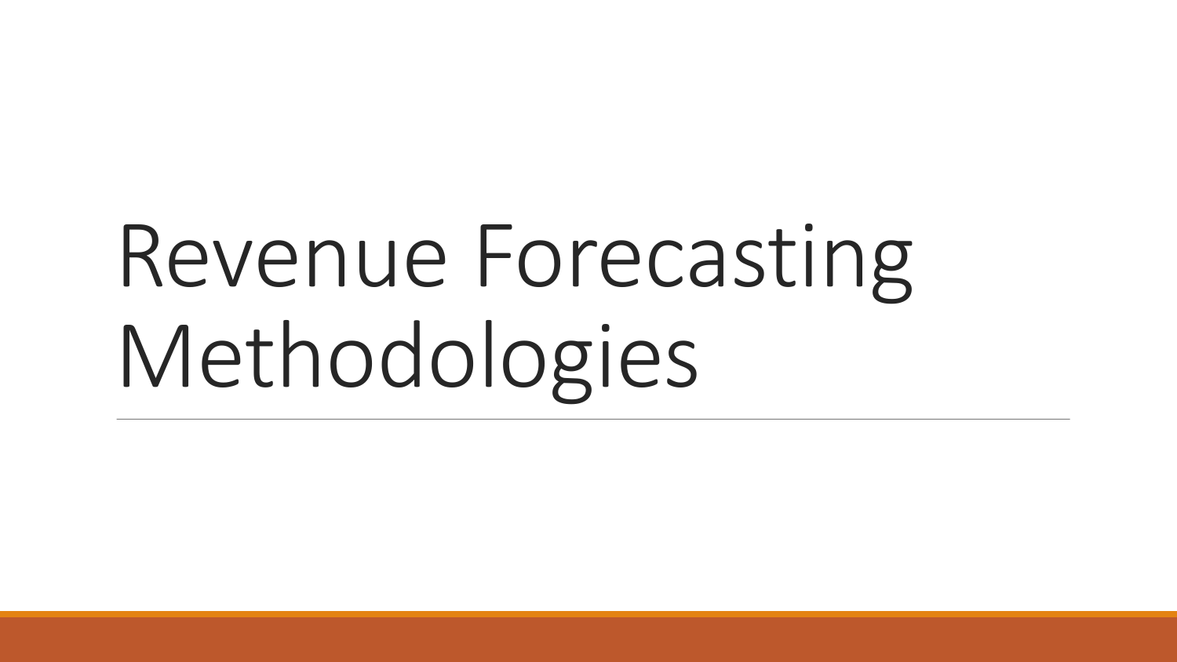# Revenue Forecasting Methodologies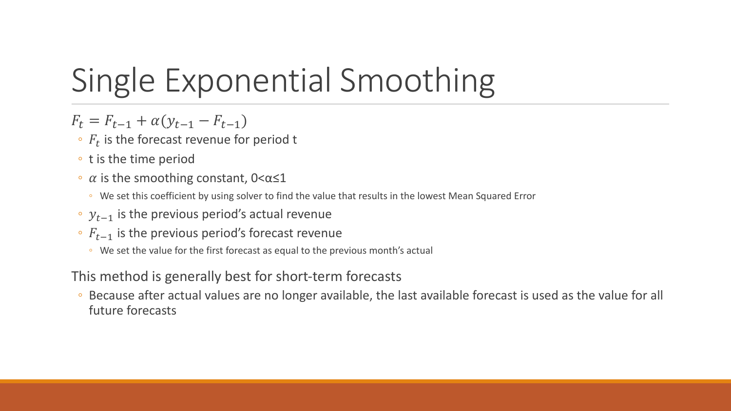# Single Exponential Smoothing

$F_t = F_{t-1} + \alpha(y_{t-1} - F_{t-1})$

- $F_t$ is the forecast revenue for period t
- t is the time period
- $\alpha$ is the smoothing constant, $0<\alpha\leq 1$
  - We set this coefficient by using solver to find the value that results in the lowest Mean Squared Error
- $y_{t-1}$ is the previous period's actual revenue
- $F_{t-1}$ is the previous period's forecast revenue
  - We set the value for the first forecast as equal to the previous month's actual

This method is generally best for short-term forecasts

- Because after actual values are no longer available, the last available forecast is used as the value for all future forecasts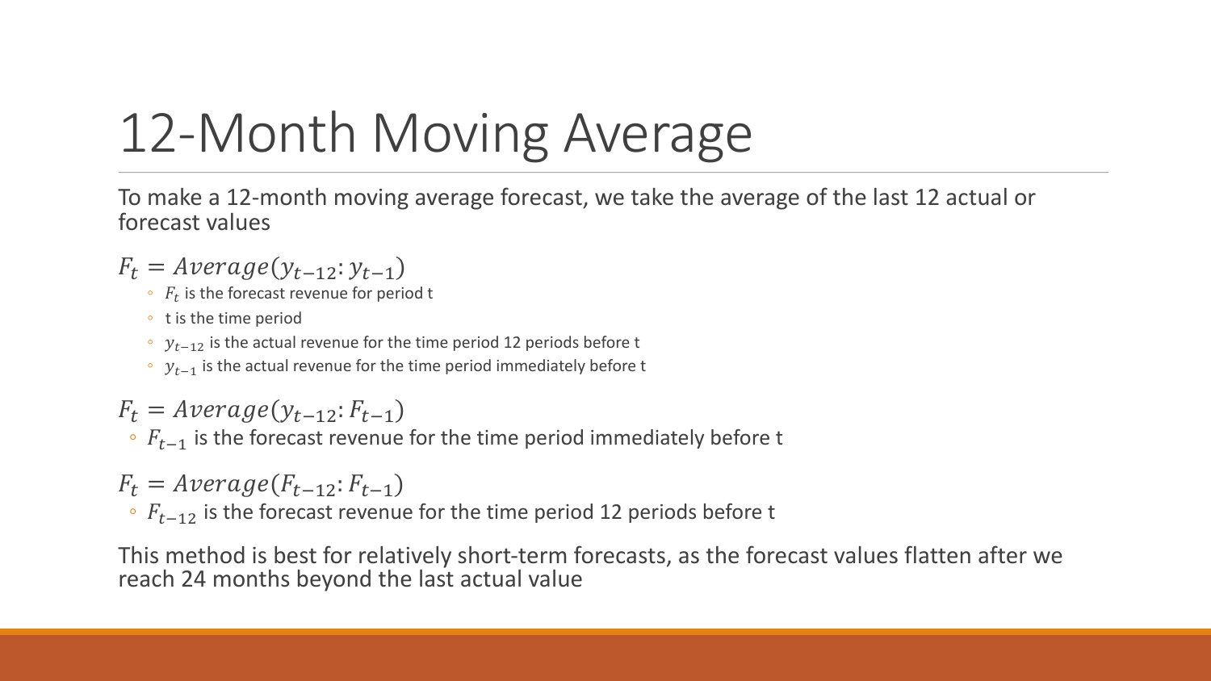# 12-Month Moving Average

To make a 12-month moving average forecast, we take the average of the last 12 actual or forecast values

$F_t = Average(y_{t-12}: y_{t-1})$

- $F_t$ is the forecast revenue for period t
- t is the time period
- $y_{t-12}$ is the actual revenue for the time period 12 periods before t
- $y_{t-1}$ is the actual revenue for the time period immediately before t

$F_t = Average(y_{t-12}: F_{t-1})$

- $F_{t-1}$ is the forecast revenue for the time period immediately before t

$F_t = Average(F_{t-12}: F_{t-1})$

- $F_{t-12}$ is the forecast revenue for the time period 12 periods before t

This method is best for relatively short-term forecasts, as the forecast values flatten after we reach 24 months beyond the last actual value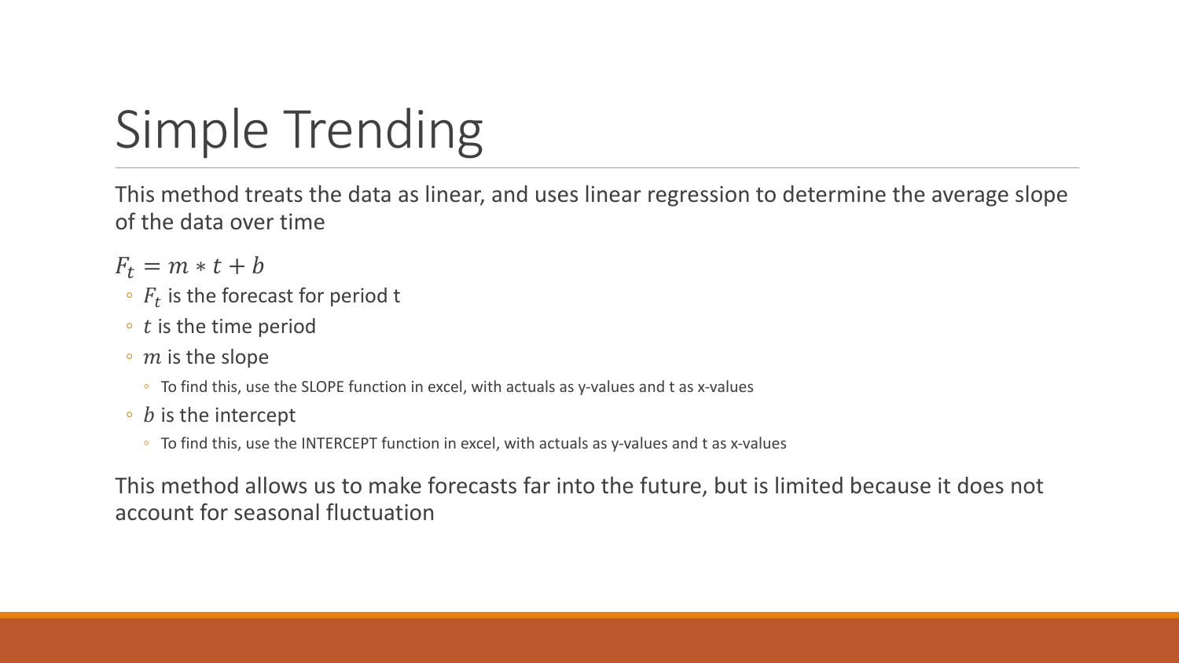# Simple Trending

This method treats the data as linear, and uses linear regression to determine the average slope of the data over time

$F_t = m * t + b$

- $F_t$ is the forecast for period t
- $t$ is the time period
- $m$ is the slope
  - To find this, use the SLOPE function in excel, with actuals as y-values and t as x-values
- $b$ is the intercept
  - To find this, use the INTERCEPT function in excel, with actuals as y-values and t as x-values

This method allows us to make forecasts far into the future, but is limited because it does not account for seasonal fluctuation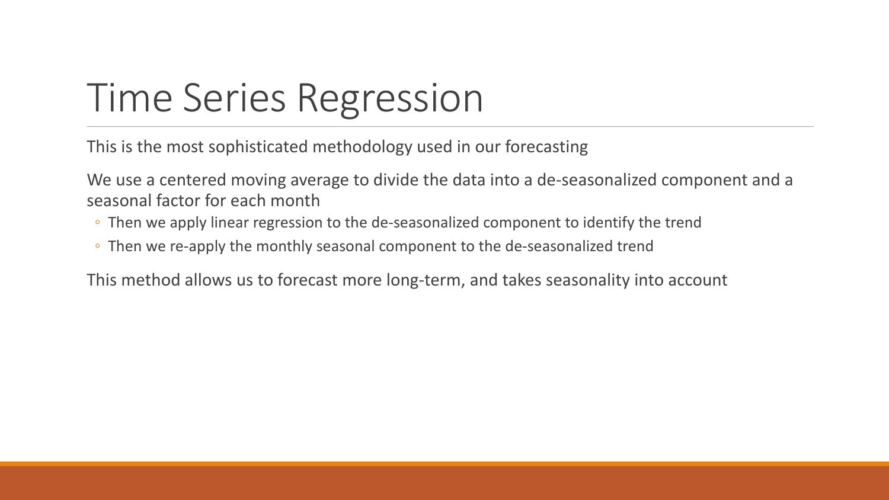# Time Series Regression

This is the most sophisticated methodology used in our forecasting

We use a centered moving average to divide the data into a de-seasonalized component and a seasonal factor for each month

- Then we apply linear regression to the de-seasonalized component to identify the trend
- Then we re-apply the monthly seasonal component to the de-seasonalized trend

This method allows us to forecast more long-term, and takes seasonality into account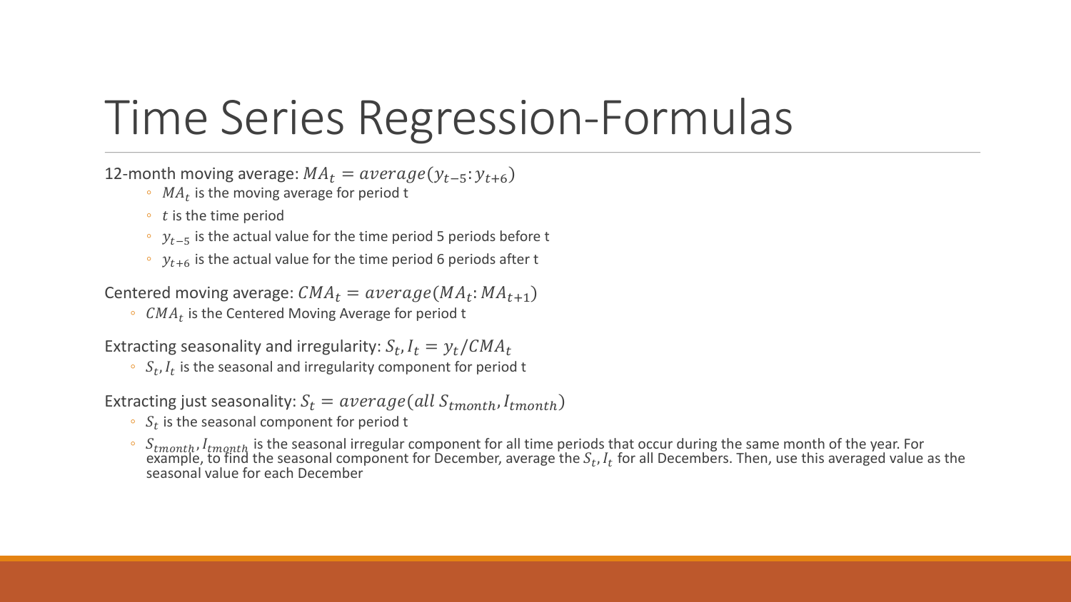# Time Series Regression-Formulas

12-month moving average: $MA_t = average(y_{t-5}: y_{t+6})$

- $MA_t$ is the moving average for period t
- $t$ is the time period
- $y_{t-5}$ is the actual value for the time period 5 periods before t
- $y_{t+6}$ is the actual value for the time period 6 periods after t

Centered moving average: $CMA_t = average(MA_t: MA_{t+1})$

- $CMA_t$ is the Centered Moving Average for period t

Extracting seasonality and irregularity: $S_t, I_t = y_t / CMA_t$

- $S_t, I_t$ is the seasonal and irregularity component for period t

Extracting just seasonality: $S_t = average(all\ S_{tmonth}, I_{tmonth})$

- $S_t$ is the seasonal component for period t
- $S_{tmonth}, I_{tmonth}$ is the seasonal irregular component for all time periods that occur during the same month of the year. For example, to find the seasonal component for December, average the $S_t, I_t$ for all Decembers. Then, use this averaged value as the seasonal value for each December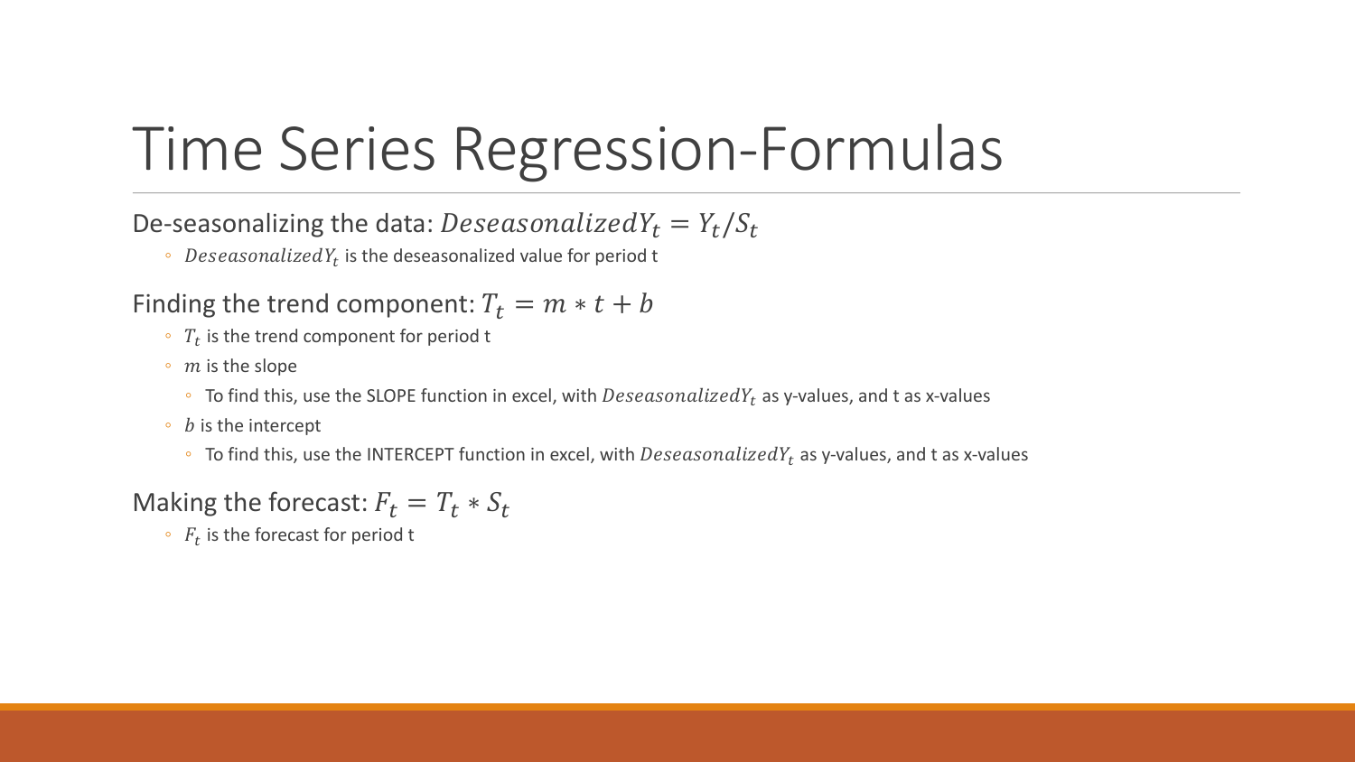# Time Series Regression-Formulas

De-seasonalizing the data: $DeseasonalizedY_t = Y_t/S_t$

- $DeseasonalizedY_t$ is the deseasonalized value for period t

Finding the trend component: $T_t = m * t + b$

- $T_t$ is the trend component for period t
- $m$ is the slope
  - To find this, use the SLOPE function in excel, with $DeseasonalizedY_t$ as y-values, and t as x-values
- $b$ is the intercept
  - To find this, use the INTERCEPT function in excel, with $DeseasonalizedY_t$ as y-values, and t as x-values

Making the forecast: $F_t = T_t * S_t$

- $F_t$ is the forecast for period t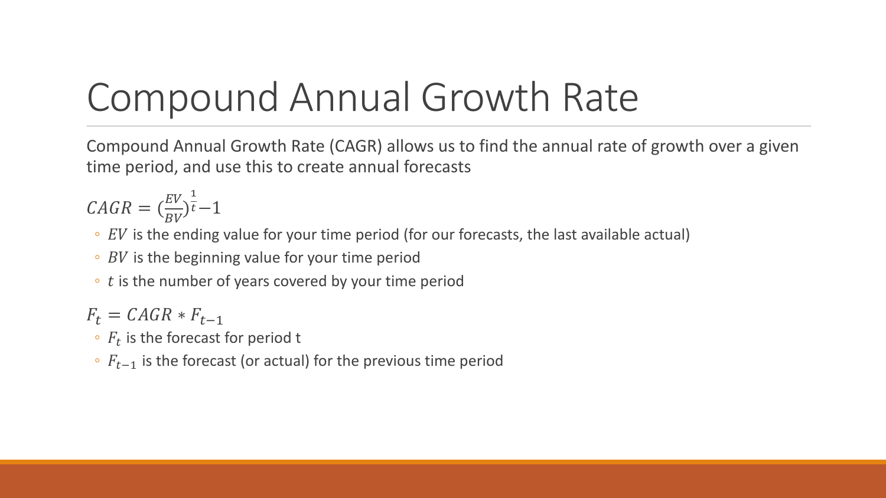# Compound Annual Growth Rate

Compound Annual Growth Rate (CAGR) allows us to find the annual rate of growth over a given time period, and use this to create annual forecasts

$$CAGR = \left(\frac{EV}{BV}\right)^{\frac{1}{t}} - 1$$

- $EV$ is the ending value for your time period (for our forecasts, the last available actual)
- $BV$ is the beginning value for your time period
- $t$ is the number of years covered by your time period

$$F_t = CAGR * F_{t-1}$$

- $F_t$ is the forecast for period t
- $F_{t-1}$ is the forecast (or actual) for the previous time period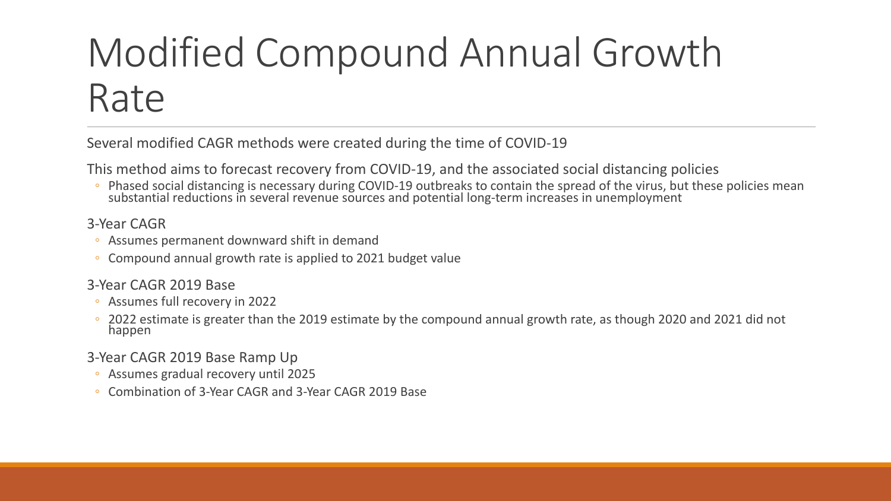# Modified Compound Annual Growth Rate

Several modified CAGR methods were created during the time of COVID-19

This method aims to forecast recovery from COVID-19, and the associated social distancing policies

- Phased social distancing is necessary during COVID-19 outbreaks to contain the spread of the virus, but these policies mean substantial reductions in several revenue sources and potential long-term increases in unemployment

3-Year CAGR

- Assumes permanent downward shift in demand
- Compound annual growth rate is applied to 2021 budget value

3-Year CAGR 2019 Base

- Assumes full recovery in 2022
- 2022 estimate is greater than the 2019 estimate by the compound annual growth rate, as though 2020 and 2021 did not happen

3-Year CAGR 2019 Base Ramp Up

- Assumes gradual recovery until 2025
- Combination of 3-Year CAGR and 3-Year CAGR 2019 Base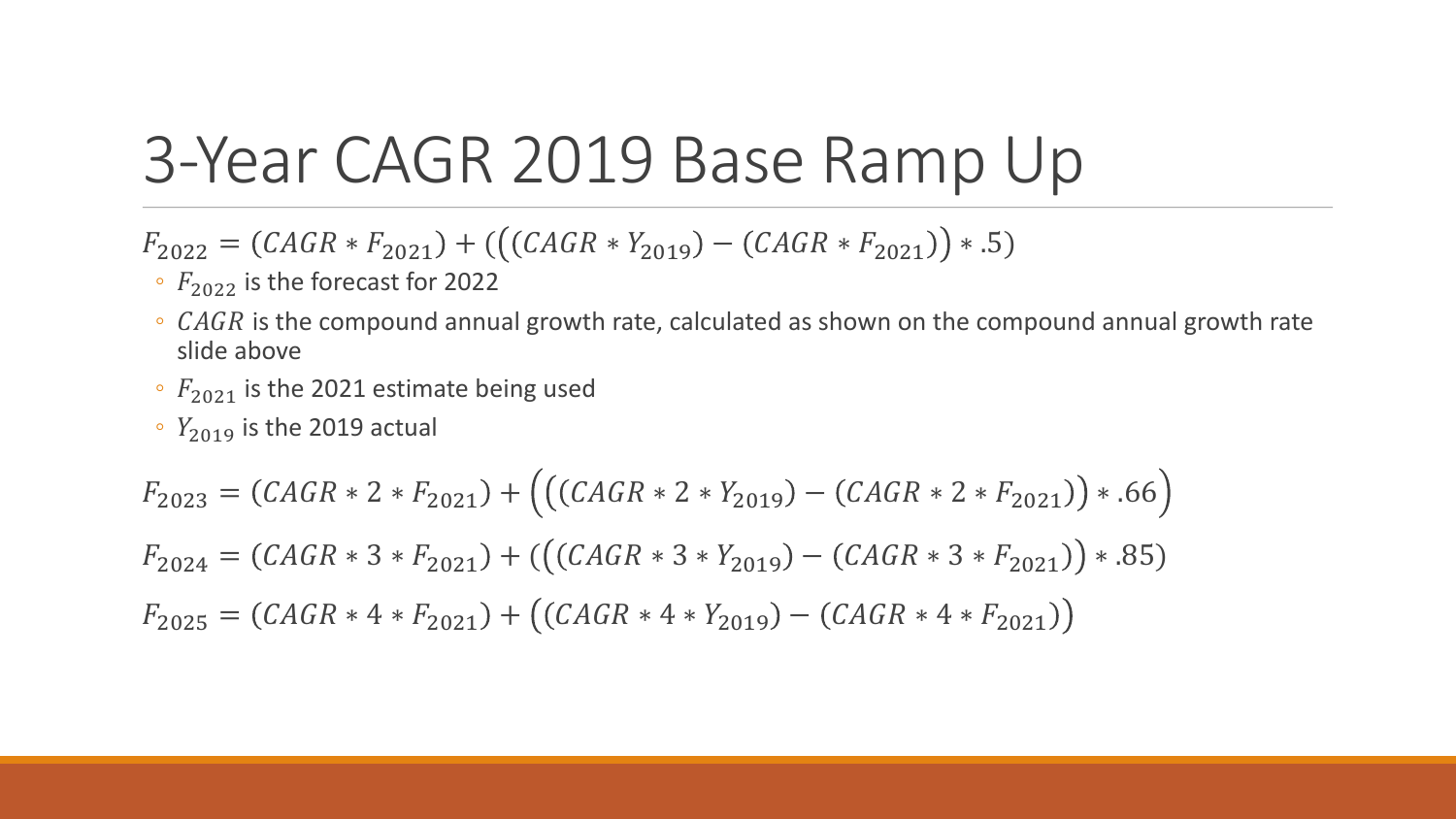# 3-Year CAGR 2019 Base Ramp Up

$$F_{2022} = (CAGR * F_{2021}) + (((CAGR * Y_{2019}) - (CAGR * F_{2021})) * .5)$$

- $F_{2022}$ is the forecast for 2022
- $CAGR$ is the compound annual growth rate, calculated as shown on the compound annual growth rate slide above
- $F_{2021}$ is the 2021 estimate being used
- $Y_{2019}$ is the 2019 actual

$$F_{2023} = (CAGR * 2 * F_{2021}) + \left(((CAGR * 2 * Y_{2019}) - (CAGR * 2 * F_{2021})) * .66\right)$$

$$F_{2024} = (CAGR * 3 * F_{2021}) + (((CAGR * 3 * Y_{2019}) - (CAGR * 3 * F_{2021})) * .85)$$

$$F_{2025} = (CAGR * 4 * F_{2021}) + ((CAGR * 4 * Y_{2019}) - (CAGR * 4 * F_{2021}))$$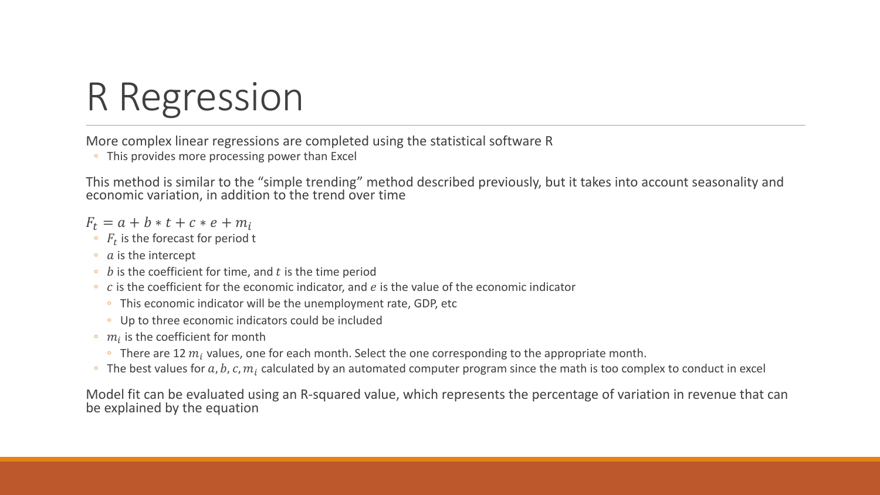# R Regression

More complex linear regressions are completed using the statistical software R

- This provides more processing power than Excel

This method is similar to the "simple trending" method described previously, but it takes into account seasonality and economic variation, in addition to the trend over time

$F_t = a + b * t + c * e + m_i$

- $F_t$ is the forecast for period t
- $a$ is the intercept
- $b$ is the coefficient for time, and $t$ is the time period
- $c$ is the coefficient for the economic indicator, and $e$ is the value of the economic indicator
  - This economic indicator will be the unemployment rate, GDP, etc
  - Up to three economic indicators could be included
- $m_i$ is the coefficient for month
  - There are 12 $m_i$ values, one for each month. Select the one corresponding to the appropriate month.
- The best values for $a, b, c, m_i$ calculated by an automated computer program since the math is too complex to conduct in excel

Model fit can be evaluated using an R-squared value, which represents the percentage of variation in revenue that can be explained by the equation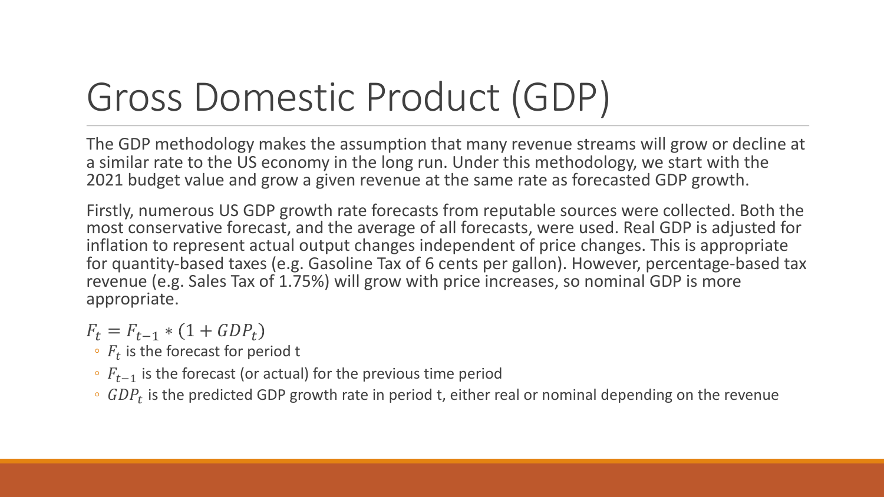# Gross Domestic Product (GDP)

The GDP methodology makes the assumption that many revenue streams will grow or decline at a similar rate to the US economy in the long run. Under this methodology, we start with the 2021 budget value and grow a given revenue at the same rate as forecasted GDP growth.

Firstly, numerous US GDP growth rate forecasts from reputable sources were collected. Both the most conservative forecast, and the average of all forecasts, were used. Real GDP is adjusted for inflation to represent actual output changes independent of price changes. This is appropriate for quantity-based taxes (e.g. Gasoline Tax of 6 cents per gallon). However, percentage-based tax revenue (e.g. Sales Tax of 1.75%) will grow with price increases, so nominal GDP is more appropriate.

$$F_t = F_{t-1} * (1 + GDP_t)$$

- $F_t$ is the forecast for period t
- $F_{t-1}$ is the forecast (or actual) for the previous time period
- $GDP_t$ is the predicted GDP growth rate in period t, either real or nominal depending on the revenue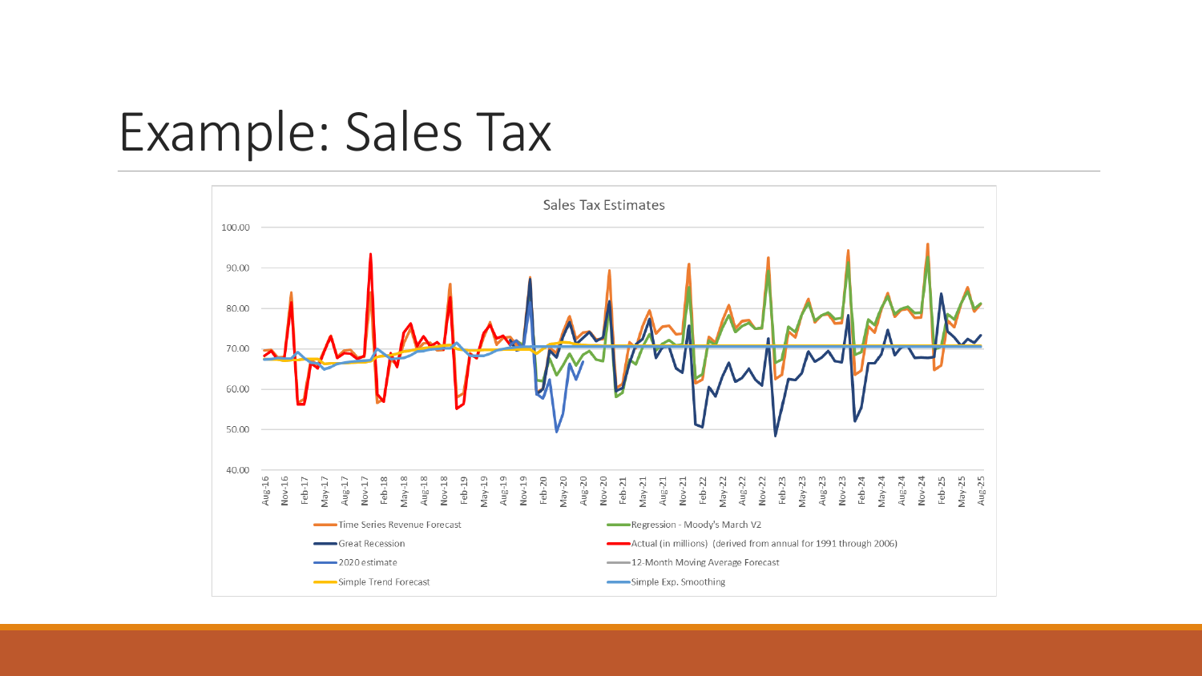# Example: Sales Tax

Sales Tax Estimates

- Time Series Revenue Forecast
- Regression - Moody's March V2
- Great Recession
- Actual (in millions) (derived from annual for 1991 through 2006)
- 2020 estimate
- 12-Month Moving Average Forecast
- Simple Trend Forecast
- Simple Exp. Smoothing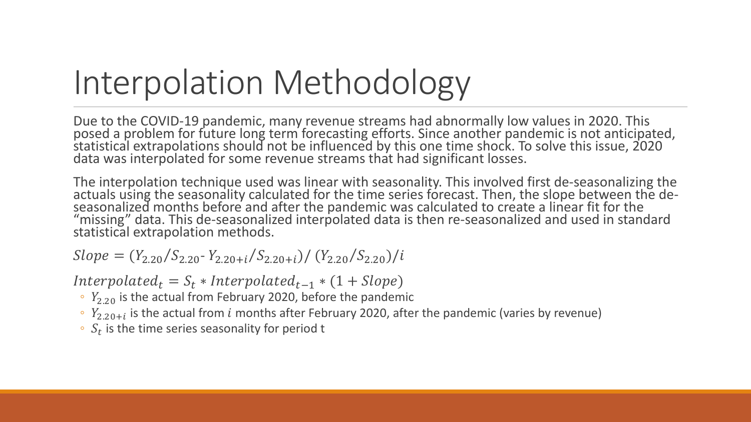# Interpolation Methodology

Due to the COVID-19 pandemic, many revenue streams had abnormally low values in 2020. This posed a problem for future long term forecasting efforts. Since another pandemic is not anticipated, statistical extrapolations should not be influenced by this one time shock. To solve this issue, 2020 data was interpolated for some revenue streams that had significant losses.

The interpolation technique used was linear with seasonality. This involved first de-seasonalizing the actuals using the seasonality calculated for the time series forecast. Then, the slope between the de-seasonalized months before and after the pandemic was calculated to create a linear fit for the "missing" data. This de-seasonalized interpolated data is then re-seasonalized and used in standard statistical extrapolation methods.

$$Slope = (Y_{2.20}/S_{2.20} \text{-} Y_{2.20+i}/S_{2.20+i}) / (Y_{2.20}/S_{2.20})/i$$

$$Interpolated_t = S_t * Interpolated_{t-1} * (1 + Slope)$$

- $Y_{2.20}$ is the actual from February 2020, before the pandemic
- $Y_{2.20+i}$ is the actual from $i$ months after February 2020, after the pandemic (varies by revenue)
- $S_t$ is the time series seasonality for period t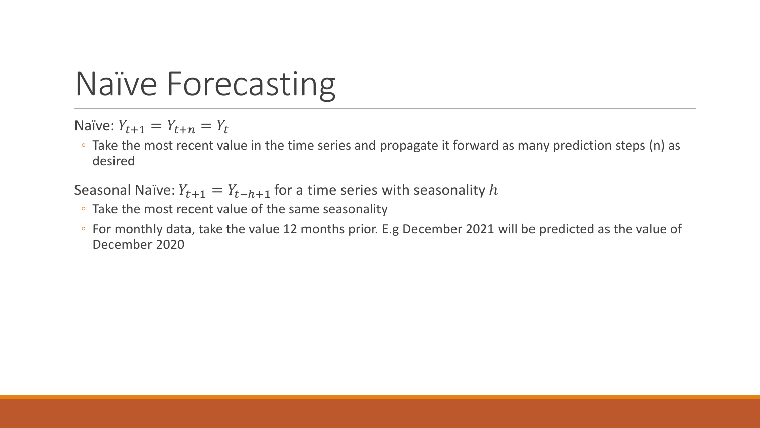# Naïve Forecasting

Naïve: $Y_{t+1} = Y_{t+n} = Y_t$

- Take the most recent value in the time series and propagate it forward as many prediction steps (n) as desired

Seasonal Naïve: $Y_{t+1} = Y_{t-h+1}$ for a time series with seasonality $h$

- Take the most recent value of the same seasonality
- For monthly data, take the value 12 months prior. E.g December 2021 will be predicted as the value of December 2020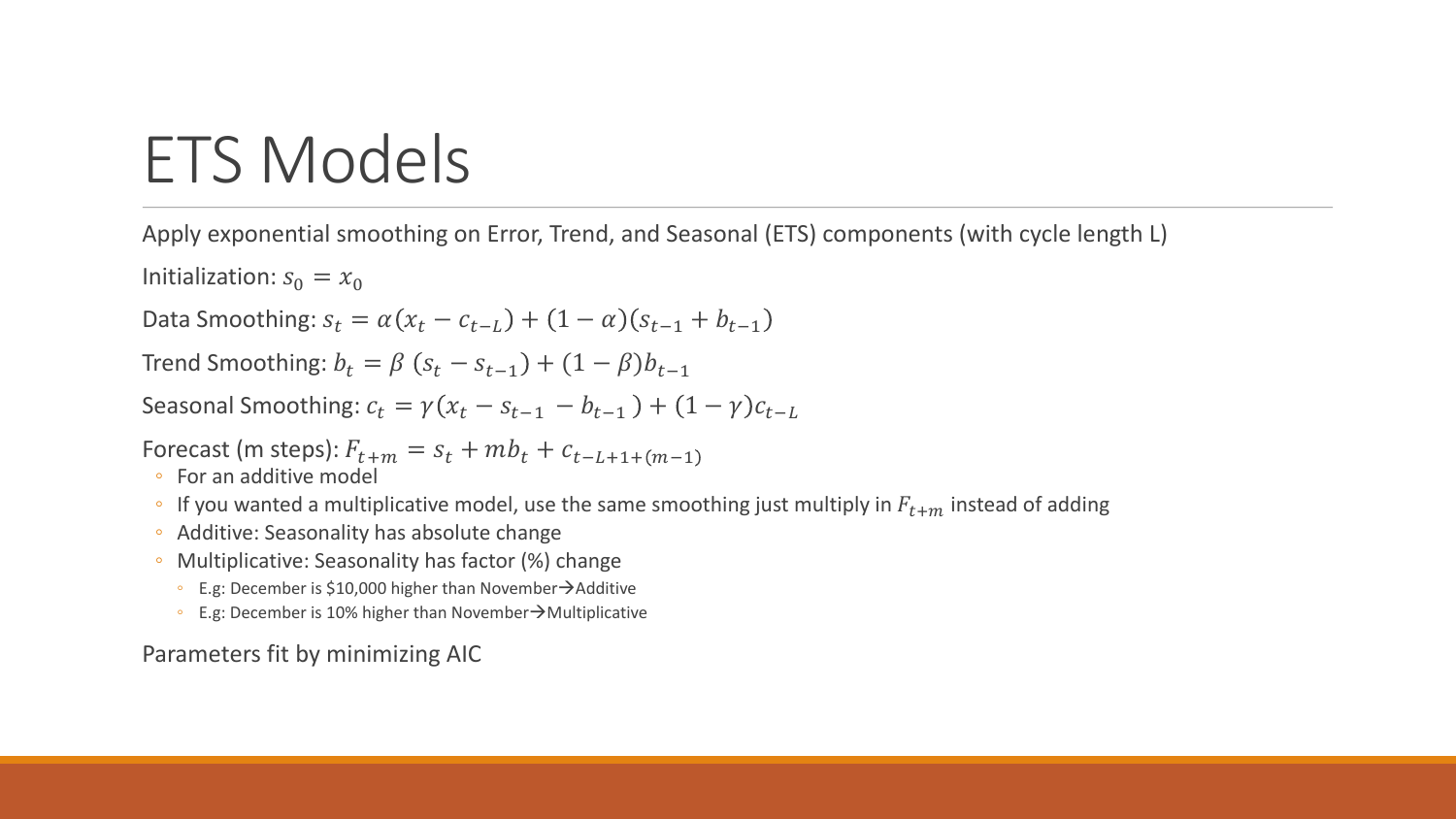# ETS Models

Apply exponential smoothing on Error, Trend, and Seasonal (ETS) components (with cycle length L)

Initialization: $s_0 = x_0$

Data Smoothing: $s_t = \alpha(x_t - c_{t-L}) + (1-\alpha)(s_{t-1} + b_{t-1})$

Trend Smoothing: $b_t = \beta\,(s_t - s_{t-1}) + (1-\beta)b_{t-1}$

Seasonal Smoothing: $c_t = \gamma(x_t - s_{t-1} - b_{t-1}) + (1-\gamma)c_{t-L}$

Forecast (m steps): $F_{t+m} = s_t + mb_t + c_{t-L+1+(m-1)}$

- For an additive model
- If you wanted a multiplicative model, use the same smoothing just multiply in $F_{t+m}$ instead of adding
- Additive: Seasonality has absolute change
- Multiplicative: Seasonality has factor (%) change
  - E.g: December is $10,000 higher than November→Additive
  - E.g: December is 10% higher than November→Multiplicative

Parameters fit by minimizing AIC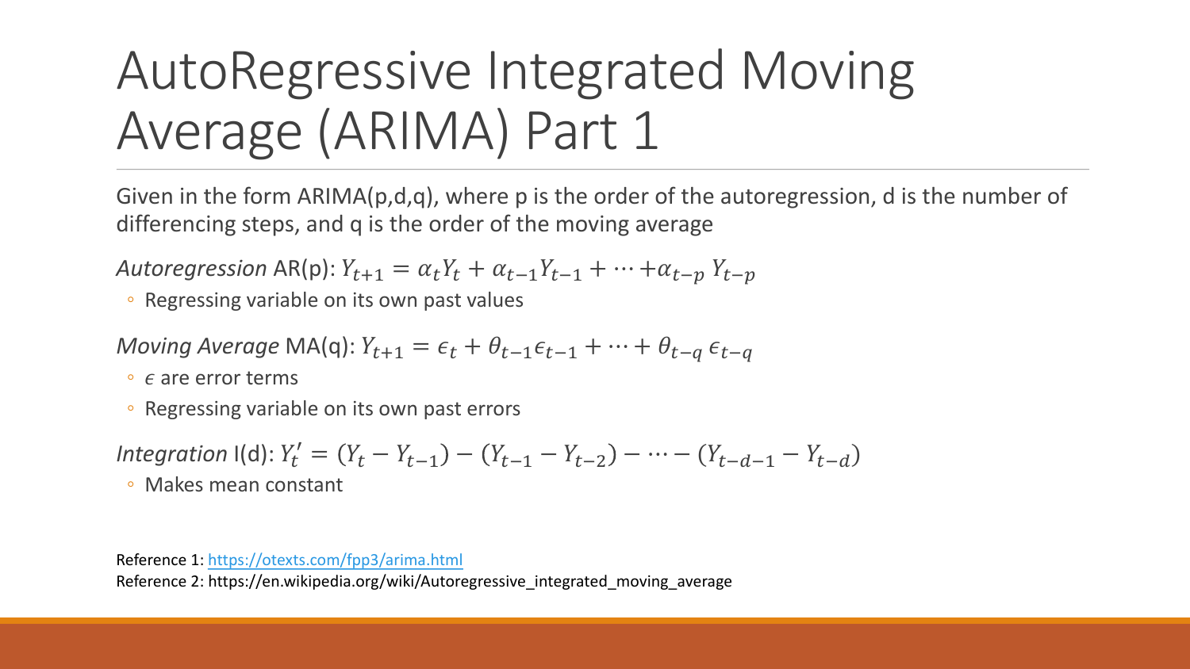# AutoRegressive Integrated Moving Average (ARIMA) Part 1

Given in the form ARIMA(p,d,q), where p is the order of the autoregression, d is the number of differencing steps, and q is the order of the moving average

*Autoregression* AR(p): $Y_{t+1} = \alpha_t Y_t + \alpha_{t-1} Y_{t-1} + \cdots + \alpha_{t-p} Y_{t-p}$

- Regressing variable on its own past values

*Moving Average* MA(q): $Y_{t+1} = \epsilon_t + \theta_{t-1} \epsilon_{t-1} + \cdots + \theta_{t-q} \epsilon_{t-q}$

- $\epsilon$ are error terms
- Regressing variable on its own past errors

*Integration* I(d): $Y_t' = (Y_t - Y_{t-1}) - (Y_{t-1} - Y_{t-2}) - \cdots - (Y_{t-d-1} - Y_{t-d})$

- Makes mean constant

Reference 1: https://otexts.com/fpp3/arima.html

Reference 2: https://en.wikipedia.org/wiki/Autoregressive_integrated_moving_average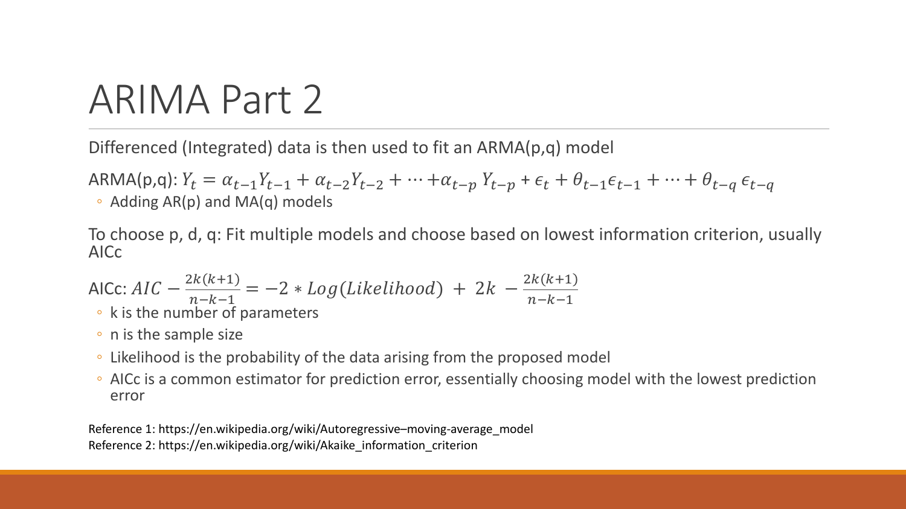# ARIMA Part 2

Differenced (Integrated) data is then used to fit an ARMA(p,q) model

ARMA(p,q): $Y_t = \alpha_{t-1}Y_{t-1} + \alpha_{t-2}Y_{t-2} + \cdots + \alpha_{t-p}\, Y_{t-p} + \epsilon_t + \theta_{t-1}\epsilon_{t-1} + \cdots + \theta_{t-q}\, \epsilon_{t-q}$

- Adding AR(p) and MA(q) models

To choose p, d, q: Fit multiple models and choose based on lowest information criterion, usually AICc

AICc: $AIC - \frac{2k(k+1)}{n-k-1} = -2 * Log(Likelihood) + 2k - \frac{2k(k+1)}{n-k-1}$

- k is the number of parameters
- n is the sample size
- Likelihood is the probability of the data arising from the proposed model
- AICc is a common estimator for prediction error, essentially choosing model with the lowest prediction error

Reference 1: https://en.wikipedia.org/wiki/Autoregressive–moving-average_model
Reference 2: https://en.wikipedia.org/wiki/Akaike_information_criterion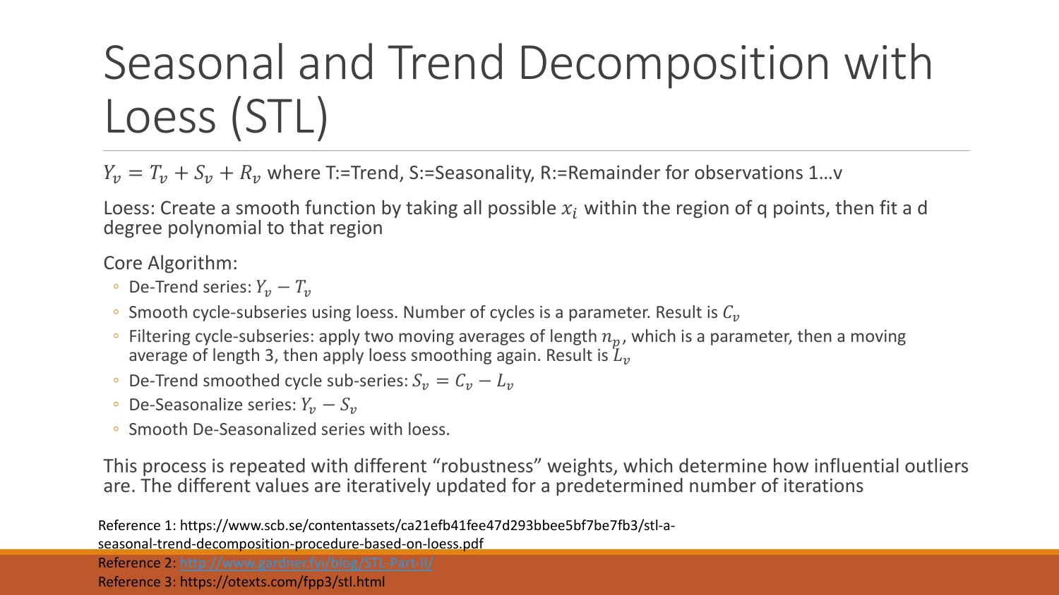# Seasonal and Trend Decomposition with Loess (STL)

$Y_v = T_v + S_v + R_v$ where T:=Trend, S:=Seasonality, R:=Remainder for observations 1…v

Loess: Create a smooth function by taking all possible $x_i$ within the region of q points, then fit a d degree polynomial to that region

Core Algorithm:

- De-Trend series: $Y_v - T_v$
- Smooth cycle-subseries using loess. Number of cycles is a parameter. Result is $C_v$
- Filtering cycle-subseries: apply two moving averages of length $n_p$, which is a parameter, then a moving average of length 3, then apply loess smoothing again. Result is $L_v$
- De-Trend smoothed cycle sub-series: $S_v = C_v - L_v$
- De-Seasonalize series: $Y_v - S_v$
- Smooth De-Seasonalized series with loess.

This process is repeated with different "robustness" weights, which determine how influential outliers are. The different values are iteratively updated for a predetermined number of iterations

Reference 1: https://www.scb.se/contentassets/ca21efb41fee47d293bbee5bf7be7fb3/stl-a-seasonal-trend-decomposition-procedure-based-on-loess.pdf

Reference 2: http://www.gardner.fyi/blog/STL-Part-II/

Reference 3: https://otexts.com/fpp3/stl.html